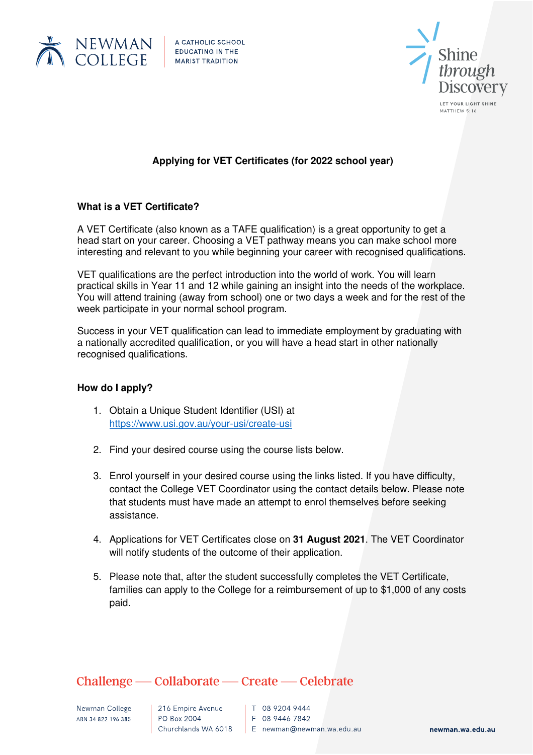# Applying for VET Certificates (for 2022 school year)

## What is a VET Certificate?

A VET Certificate (also known as a TAFE qualification) is a great opportunity to get a head start on your career. Choosing a VET pathway means you can make school more interesting and relevant to you while beginning your career with recognised qualifications.

VET qualifications are the perfect introduction into the world of work. You will learn practical skills in Year 11 and 12 while gaining an insight into the needs of the workplace. You will attend training (away from school) one or two days a week and for the rest of the week participate in your normal school program.

Success in your VET qualification can lead to immediate employment by graduating with a nationally accredited qualification, or you will have a head start in other nationally recognised qualifications.

## How do I apply?

1. Obtain a Unique Student Identifier (USI) at https://www.usi.gov.au/your-usi/create-usi

2. Find your desired course using the course lists below.

3. Enrol yourself in your desired course using the links listed. If you have difficulty, contact the College VET Coordinator using the contact details below. Please note that students must have made an attempt to enrol themselves before seeking assistance.

4. Applications for VET Certificates close on **31 August 2021**. The VET Coordinator will notify students of the outcome of their application.

5. Please note that, after the student successfully completes the VET Certificate, families can apply to the College for a reimbursement of up to $1,000 of any costs paid.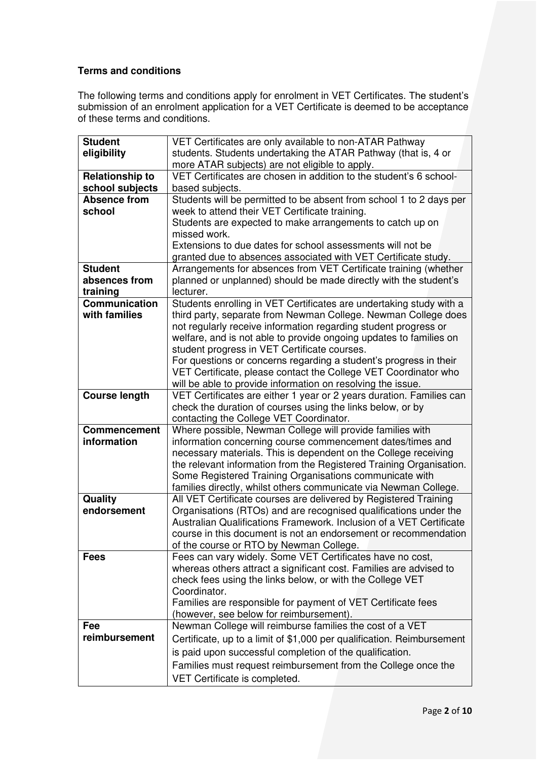**Terms and conditions**

The following terms and conditions apply for enrolment in VET Certificates. The student's submission of an enrolment application for a VET Certificate is deemed to be acceptance of these terms and conditions.

| | |
|---|---|
| **Student eligibility** | VET Certificates are only available to non-ATAR Pathway students. Students undertaking the ATAR Pathway (that is, 4 or more ATAR subjects) are not eligible to apply. |
| **Relationship to school subjects** | VET Certificates are chosen in addition to the student's 6 school-based subjects. |
| **Absence from school** | Students will be permitted to be absent from school 1 to 2 days per week to attend their VET Certificate training.<br>Students are expected to make arrangements to catch up on missed work.<br>Extensions to due dates for school assessments will not be granted due to absences associated with VET Certificate study. |
| **Student absences from training** | Arrangements for absences from VET Certificate training (whether planned or unplanned) should be made directly with the student's lecturer. |
| **Communication with families** | Students enrolling in VET Certificates are undertaking study with a third party, separate from Newman College. Newman College does not regularly receive information regarding student progress or welfare, and is not able to provide ongoing updates to families on student progress in VET Certificate courses.<br>For questions or concerns regarding a student's progress in their VET Certificate, please contact the College VET Coordinator who will be able to provide information on resolving the issue. |
| **Course length** | VET Certificates are either 1 year or 2 years duration. Families can check the duration of courses using the links below, or by contacting the College VET Coordinator. |
| **Commencement information** | Where possible, Newman College will provide families with information concerning course commencement dates/times and necessary materials. This is dependent on the College receiving the relevant information from the Registered Training Organisation. Some Registered Training Organisations communicate with families directly, whilst others communicate via Newman College. |
| **Quality endorsement** | All VET Certificate courses are delivered by Registered Training Organisations (RTOs) and are recognised qualifications under the Australian Qualifications Framework. Inclusion of a VET Certificate course in this document is not an endorsement or recommendation of the course or RTO by Newman College. |
| **Fees** | Fees can vary widely. Some VET Certificates have no cost, whereas others attract a significant cost. Families are advised to check fees using the links below, or with the College VET Coordinator.<br>Families are responsible for payment of VET Certificate fees (however, see below for reimbursement). |
| **Fee reimbursement** | Newman College will reimburse families the cost of a VET Certificate, up to a limit of $1,000 per qualification. Reimbursement is paid upon successful completion of the qualification.<br>Families must request reimbursement from the College once the VET Certificate is completed. |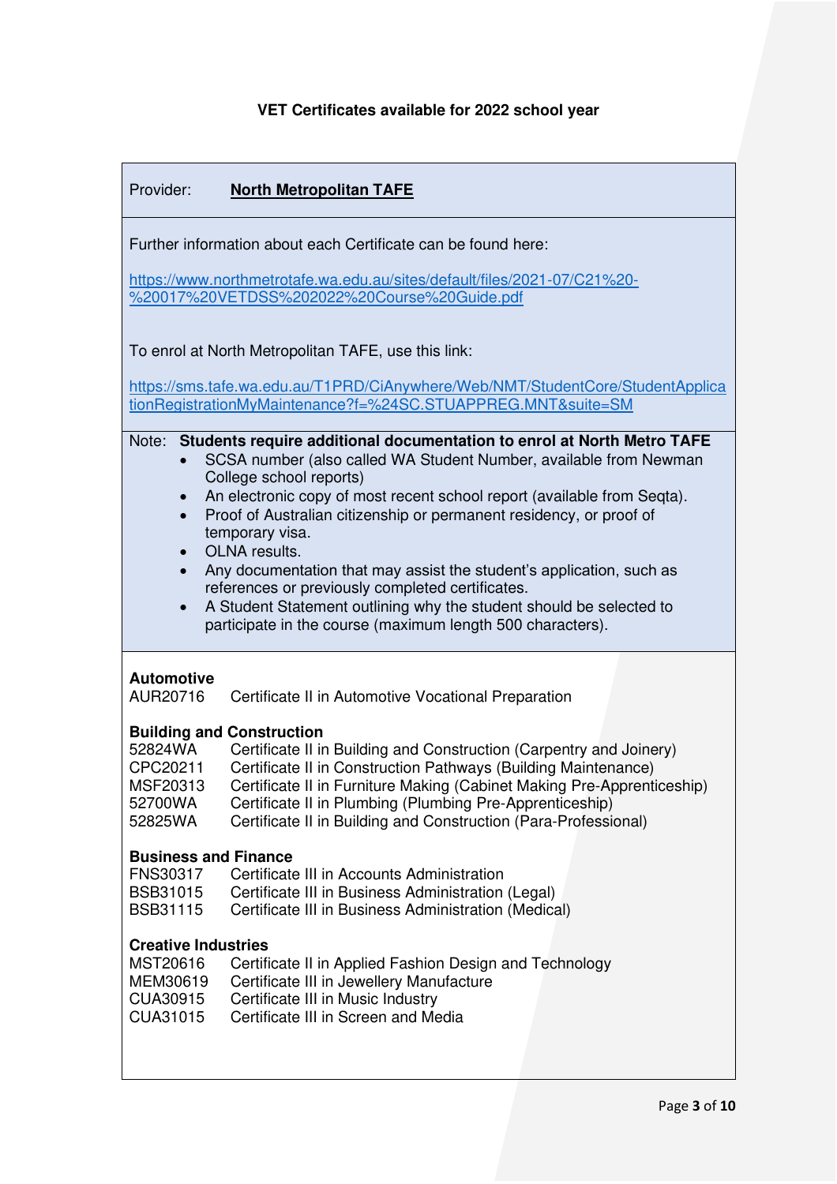**VET Certificates available for 2022 school year**

Provider: **North Metropolitan TAFE**

Further information about each Certificate can be found here:

https://www.northmetrotafe.wa.edu.au/sites/default/files/2021-07/C21%20-%20017%20VETDSS%202022%20Course%20Guide.pdf

To enrol at North Metropolitan TAFE, use this link:

https://sms.tafe.wa.edu.au/T1PRD/CiAnywhere/Web/NMT/StudentCore/StudentApplicationRegistrationMyMaintenance?f=%24SC.STUAPPREG.MNT&suite=SM

Note: **Students require additional documentation to enrol at North Metro TAFE**

- SCSA number (also called WA Student Number, available from Newman College school reports)
- An electronic copy of most recent school report (available from Seqta).
- Proof of Australian citizenship or permanent residency, or proof of temporary visa.
- OLNA results.
- Any documentation that may assist the student's application, such as references or previously completed certificates.
- A Student Statement outlining why the student should be selected to participate in the course (maximum length 500 characters).

**Automotive**

AUR20716 Certificate II in Automotive Vocational Preparation

**Building and Construction**

52824WA Certificate II in Building and Construction (Carpentry and Joinery)
CPC20211 Certificate II in Construction Pathways (Building Maintenance)
MSF20313 Certificate II in Furniture Making (Cabinet Making Pre-Apprenticeship)
52700WA Certificate II in Plumbing (Plumbing Pre-Apprenticeship)
52825WA Certificate II in Building and Construction (Para-Professional)

**Business and Finance**

FNS30317 Certificate III in Accounts Administration
BSB31015 Certificate III in Business Administration (Legal)
BSB31115 Certificate III in Business Administration (Medical)

**Creative Industries**

MST20616 Certificate II in Applied Fashion Design and Technology
MEM30619 Certificate III in Jewellery Manufacture
CUA30915 Certificate III in Music Industry
CUA31015 Certificate III in Screen and Media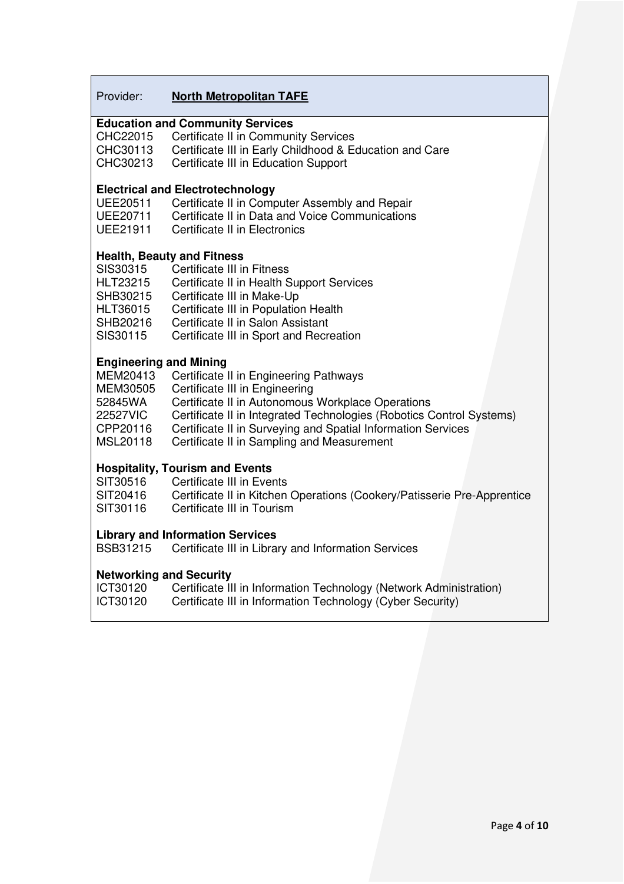Provider: **North Metropolitan TAFE**

**Education and Community Services**

CHC22015 Certificate II in Community Services
CHC30113 Certificate III in Early Childhood & Education and Care
CHC30213 Certificate III in Education Support

**Electrical and Electrotechnology**

UEE20511 Certificate II in Computer Assembly and Repair
UEE20711 Certificate II in Data and Voice Communications
UEE21911 Certificate II in Electronics

**Health, Beauty and Fitness**

SIS30315 Certificate III in Fitness
HLT23215 Certificate II in Health Support Services
SHB30215 Certificate III in Make-Up
HLT36015 Certificate III in Population Health
SHB20216 Certificate II in Salon Assistant
SIS30115 Certificate III in Sport and Recreation

**Engineering and Mining**

MEM20413 Certificate II in Engineering Pathways
MEM30505 Certificate III in Engineering
52845WA Certificate II in Autonomous Workplace Operations
22527VIC Certificate II in Integrated Technologies (Robotics Control Systems)
CPP20116 Certificate II in Surveying and Spatial Information Services
MSL20118 Certificate II in Sampling and Measurement

**Hospitality, Tourism and Events**

SIT30516 Certificate III in Events
SIT20416 Certificate II in Kitchen Operations (Cookery/Patisserie Pre-Apprentice
SIT30116 Certificate III in Tourism

**Library and Information Services**

BSB31215 Certificate III in Library and Information Services

**Networking and Security**

ICT30120 Certificate III in Information Technology (Network Administration)
ICT30120 Certificate III in Information Technology (Cyber Security)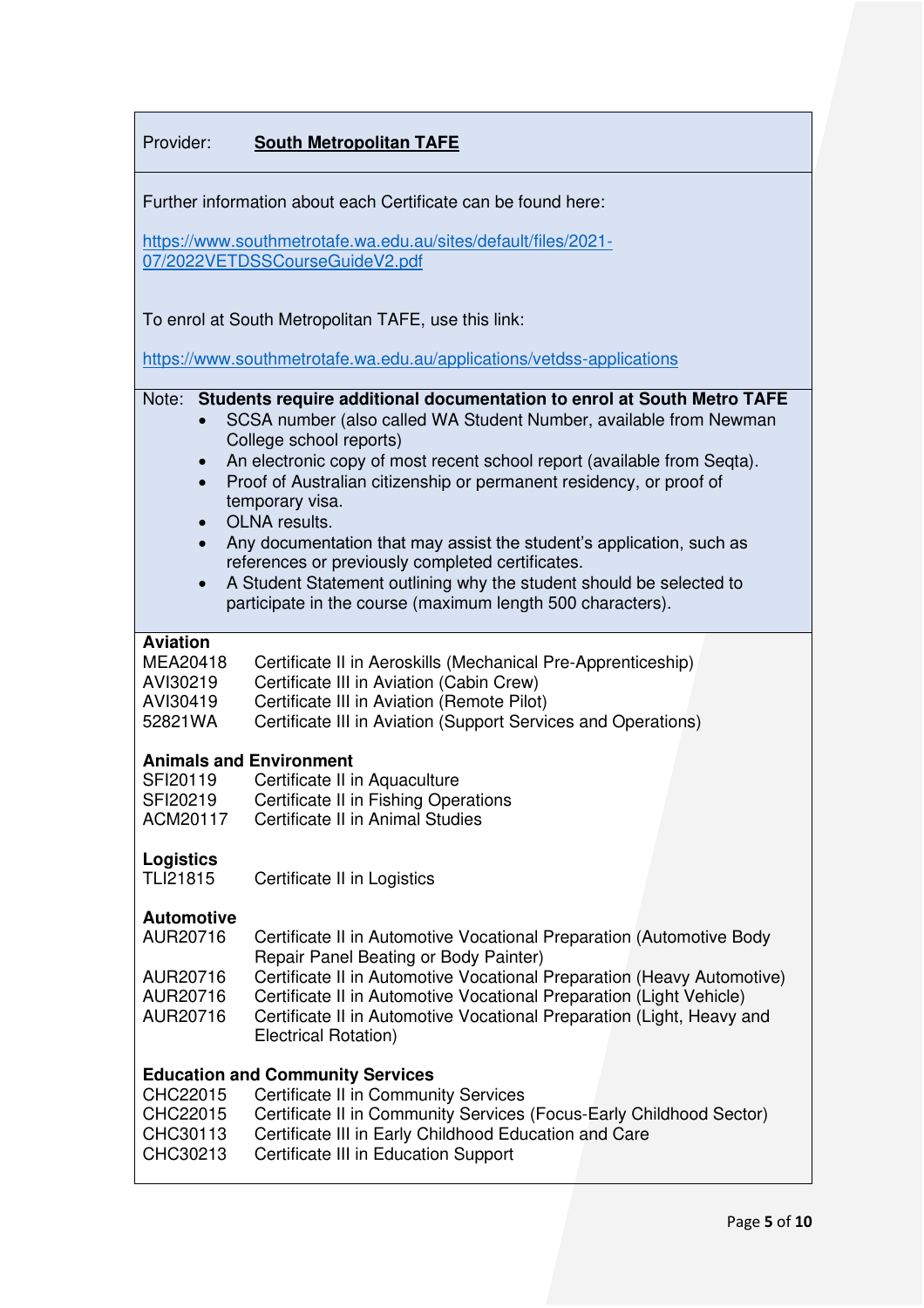Provider: **South Metropolitan TAFE**

Further information about each Certificate can be found here:

https://www.southmetrotafe.wa.edu.au/sites/default/files/2021-07/2022VETDSSCourseGuideV2.pdf

To enrol at South Metropolitan TAFE, use this link:

https://www.southmetrotafe.wa.edu.au/applications/vetdss-applications

Note: **Students require additional documentation to enrol at South Metro TAFE**

- SCSA number (also called WA Student Number, available from Newman College school reports)
- An electronic copy of most recent school report (available from Seqta).
- Proof of Australian citizenship or permanent residency, or proof of temporary visa.
- OLNA results.
- Any documentation that may assist the student's application, such as references or previously completed certificates.
- A Student Statement outlining why the student should be selected to participate in the course (maximum length 500 characters).

**Aviation**

| Code | Certificate |
|---|---|
| MEA20418 | Certificate II in Aeroskills (Mechanical Pre-Apprenticeship) |
| AVI30219 | Certificate III in Aviation (Cabin Crew) |
| AVI30419 | Certificate III in Aviation (Remote Pilot) |
| 52821WA | Certificate III in Aviation (Support Services and Operations) |

**Animals and Environment**

| Code | Certificate |
|---|---|
| SFI20119 | Certificate II in Aquaculture |
| SFI20219 | Certificate II in Fishing Operations |
| ACM20117 | Certificate II in Animal Studies |

**Logistics**

| Code | Certificate |
|---|---|
| TLI21815 | Certificate II in Logistics |

**Automotive**

| Code | Certificate |
|---|---|
| AUR20716 | Certificate II in Automotive Vocational Preparation (Automotive Body Repair Panel Beating or Body Painter) |
| AUR20716 | Certificate II in Automotive Vocational Preparation (Heavy Automotive) |
| AUR20716 | Certificate II in Automotive Vocational Preparation (Light Vehicle) |
| AUR20716 | Certificate II in Automotive Vocational Preparation (Light, Heavy and Electrical Rotation) |

**Education and Community Services**

| Code | Certificate |
|---|---|
| CHC22015 | Certificate II in Community Services |
| CHC22015 | Certificate II in Community Services (Focus-Early Childhood Sector) |
| CHC30113 | Certificate III in Early Childhood Education and Care |
| CHC30213 | Certificate III in Education Support |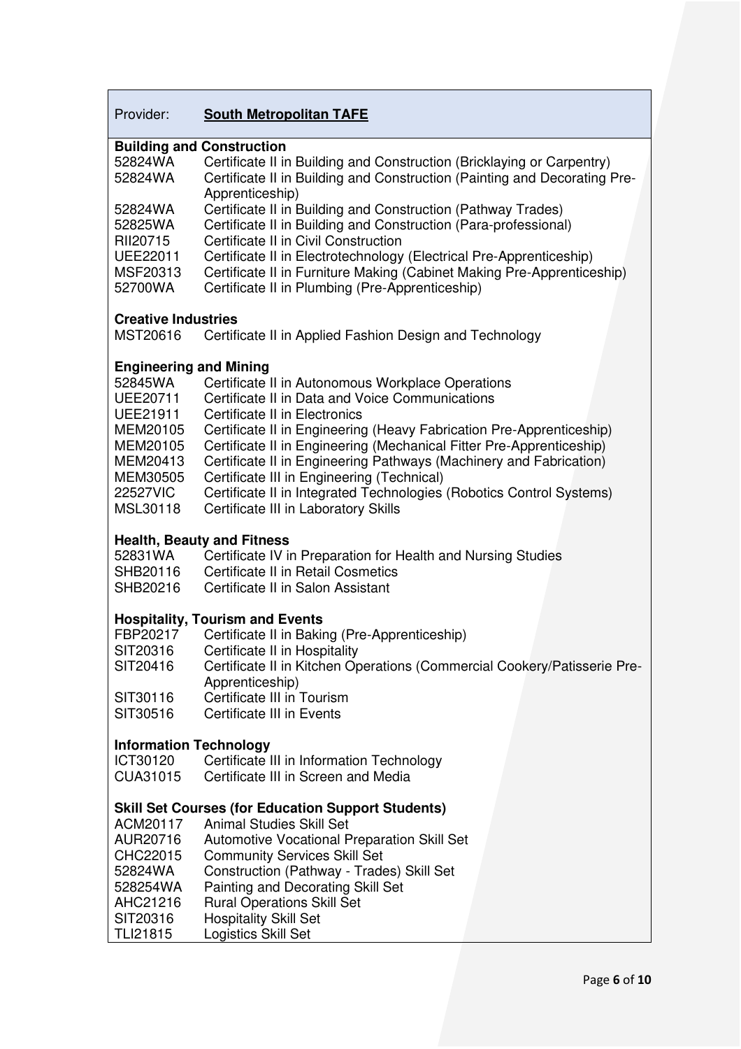Provider: **South Metropolitan TAFE**

**Building and Construction**

| | |
|---|---|
| 52824WA | Certificate II in Building and Construction (Bricklaying or Carpentry) |
| 52824WA | Certificate II in Building and Construction (Painting and Decorating Pre-Apprenticeship) |
| 52824WA | Certificate II in Building and Construction (Pathway Trades) |
| 52825WA | Certificate II in Building and Construction (Para-professional) |
| RII20715 | Certificate II in Civil Construction |
| UEE22011 | Certificate II in Electrotechnology (Electrical Pre-Apprenticeship) |
| MSF20313 | Certificate II in Furniture Making (Cabinet Making Pre-Apprenticeship) |
| 52700WA | Certificate II in Plumbing (Pre-Apprenticeship) |

**Creative Industries**

| | |
|---|---|
| MST20616 | Certificate II in Applied Fashion Design and Technology |

**Engineering and Mining**

| | |
|---|---|
| 52845WA | Certificate II in Autonomous Workplace Operations |
| UEE20711 | Certificate II in Data and Voice Communications |
| UEE21911 | Certificate II in Electronics |
| MEM20105 | Certificate II in Engineering (Heavy Fabrication Pre-Apprenticeship) |
| MEM20105 | Certificate II in Engineering (Mechanical Fitter Pre-Apprenticeship) |
| MEM20413 | Certificate II in Engineering Pathways (Machinery and Fabrication) |
| MEM30505 | Certificate III in Engineering (Technical) |
| 22527VIC | Certificate II in Integrated Technologies (Robotics Control Systems) |
| MSL30118 | Certificate III in Laboratory Skills |

**Health, Beauty and Fitness**

| | |
|---|---|
| 52831WA | Certificate IV in Preparation for Health and Nursing Studies |
| SHB20116 | Certificate II in Retail Cosmetics |
| SHB20216 | Certificate II in Salon Assistant |

**Hospitality, Tourism and Events**

| | |
|---|---|
| FBP20217 | Certificate II in Baking (Pre-Apprenticeship) |
| SIT20316 | Certificate II in Hospitality |
| SIT20416 | Certificate II in Kitchen Operations (Commercial Cookery/Patisserie Pre-Apprenticeship) |
| SIT30116 | Certificate III in Tourism |
| SIT30516 | Certificate III in Events |

**Information Technology**

| | |
|---|---|
| ICT30120 | Certificate III in Information Technology |
| CUA31015 | Certificate III in Screen and Media |

**Skill Set Courses (for Education Support Students)**

| | |
|---|---|
| ACM20117 | Animal Studies Skill Set |
| AUR20716 | Automotive Vocational Preparation Skill Set |
| CHC22015 | Community Services Skill Set |
| 52824WA | Construction (Pathway - Trades) Skill Set |
| 528254WA | Painting and Decorating Skill Set |
| AHC21216 | Rural Operations Skill Set |
| SIT20316 | Hospitality Skill Set |
| TLI21815 | Logistics Skill Set |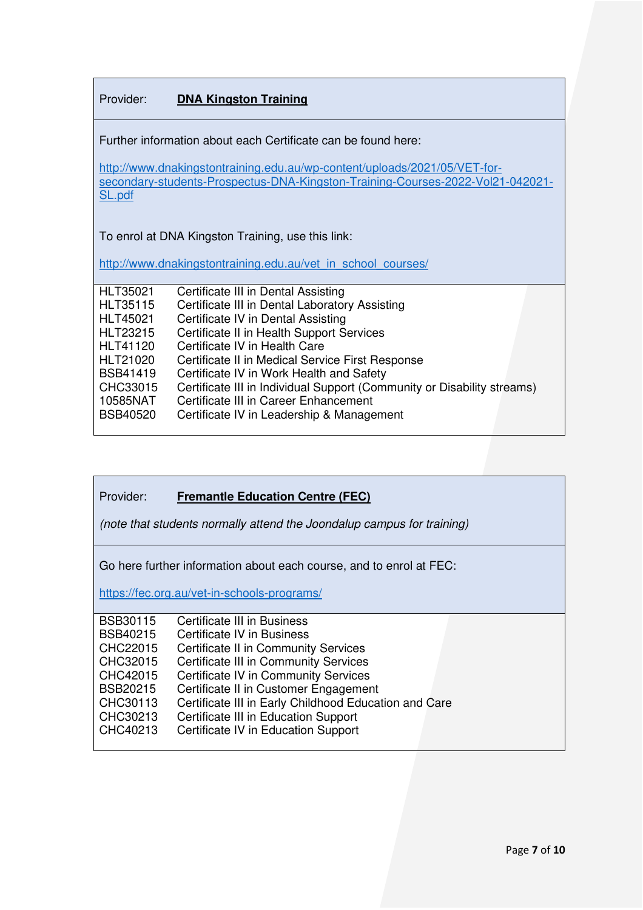Provider: **DNA Kingston Training**

Further information about each Certificate can be found here:

http://www.dnakingstontraining.edu.au/wp-content/uploads/2021/05/VET-for-secondary-students-Prospectus-DNA-Kingston-Training-Courses-2022-Vol21-042021-SL.pdf

To enrol at DNA Kingston Training, use this link:

http://www.dnakingstontraining.edu.au/vet_in_school_courses/

| Code | Certificate |
|---|---|
| HLT35021 | Certificate III in Dental Assisting |
| HLT35115 | Certificate III in Dental Laboratory Assisting |
| HLT45021 | Certificate IV in Dental Assisting |
| HLT23215 | Certificate II in Health Support Services |
| HLT41120 | Certificate IV in Health Care |
| HLT21020 | Certificate II in Medical Service First Response |
| BSB41419 | Certificate IV in Work Health and Safety |
| CHC33015 | Certificate III in Individual Support (Community or Disability streams) |
| 10585NAT | Certificate III in Career Enhancement |
| BSB40520 | Certificate IV in Leadership & Management |

Provider: **Fremantle Education Centre (FEC)**

*(note that students normally attend the Joondalup campus for training)*

Go here further information about each course, and to enrol at FEC:

https://fec.org.au/vet-in-schools-programs/

| Code | Certificate |
|---|---|
| BSB30115 | Certificate III in Business |
| BSB40215 | Certificate IV in Business |
| CHC22015 | Certificate II in Community Services |
| CHC32015 | Certificate III in Community Services |
| CHC42015 | Certificate IV in Community Services |
| BSB20215 | Certificate II in Customer Engagement |
| CHC30113 | Certificate III in Early Childhood Education and Care |
| CHC30213 | Certificate III in Education Support |
| CHC40213 | Certificate IV in Education Support |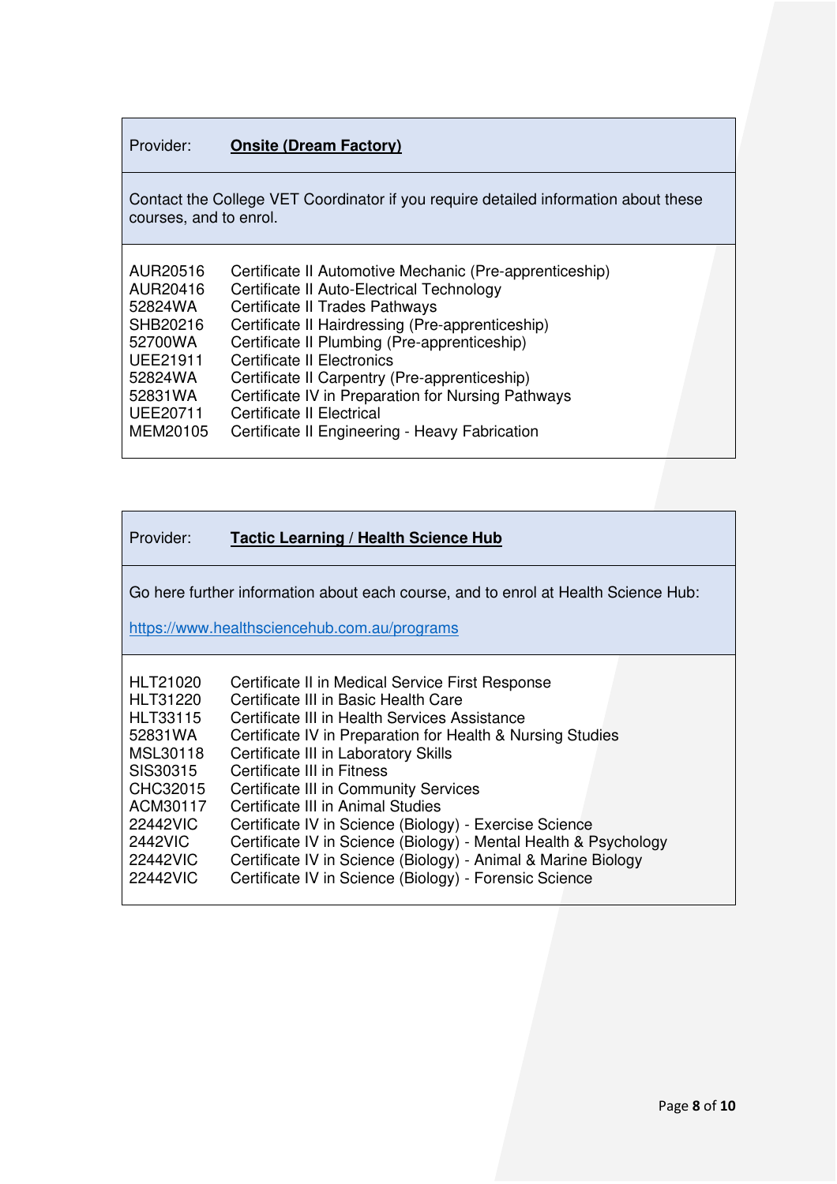| Provider: | **Onsite (Dream Factory)** |
|---|---|
| Contact the College VET Coordinator if you require detailed information about these courses, and to enrol. | |
| AUR20516 | Certificate II Automotive Mechanic (Pre-apprenticeship) |
| AUR20416 | Certificate II Auto-Electrical Technology |
| 52824WA | Certificate II Trades Pathways |
| SHB20216 | Certificate II Hairdressing (Pre-apprenticeship) |
| 52700WA | Certificate II Plumbing (Pre-apprenticeship) |
| UEE21911 | Certificate II Electronics |
| 52824WA | Certificate II Carpentry (Pre-apprenticeship) |
| 52831WA | Certificate IV in Preparation for Nursing Pathways |
| UEE20711 | Certificate II Electrical |
| MEM20105 | Certificate II Engineering - Heavy Fabrication |

| Provider: | **Tactic Learning / Health Science Hub** |
|---|---|
| Go here further information about each course, and to enrol at Health Science Hub: https://www.healthsciencehub.com.au/programs | |
| HLT21020 | Certificate II in Medical Service First Response |
| HLT31220 | Certificate III in Basic Health Care |
| HLT33115 | Certificate III in Health Services Assistance |
| 52831WA | Certificate IV in Preparation for Health & Nursing Studies |
| MSL30118 | Certificate III in Laboratory Skills |
| SIS30315 | Certificate III in Fitness |
| CHC32015 | Certificate III in Community Services |
| ACM30117 | Certificate III in Animal Studies |
| 22442VIC | Certificate IV in Science (Biology) - Exercise Science |
| 2442VIC | Certificate IV in Science (Biology) - Mental Health & Psychology |
| 22442VIC | Certificate IV in Science (Biology) - Animal & Marine Biology |
| 22442VIC | Certificate IV in Science (Biology) - Forensic Science |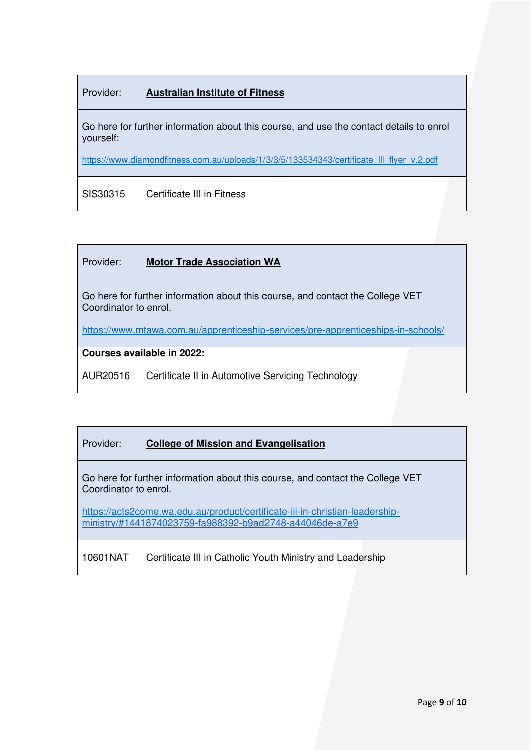| Provider: | **Australian Institute of Fitness** |
|---|---|
| Go here for further information about this course, and use the contact details to enrol yourself: https://www.diamondfitness.com.au/uploads/1/3/3/5/133534343/certificate_lll_flyer_v.2.pdf | |
| SIS30315 | Certificate III in Fitness |

| Provider: | **Motor Trade Association WA** |
|---|---|
| Go here for further information about this course, and contact the College VET Coordinator to enrol. https://www.mtawa.com.au/apprenticeship-services/pre-apprenticeships-in-schools/ | |
| **Courses available in 2022:** | |
| AUR20516 | Certificate II in Automotive Servicing Technology |

| Provider: | **College of Mission and Evangelisation** |
|---|---|
| Go here for further information about this course, and contact the College VET Coordinator to enrol. https://acts2come.wa.edu.au/product/certificate-iii-in-christian-leadership-ministry/#1441874023759-fa988392-b9ad2748-a44046de-a7e9 | |
| 10601NAT | Certificate III in Catholic Youth Ministry and Leadership |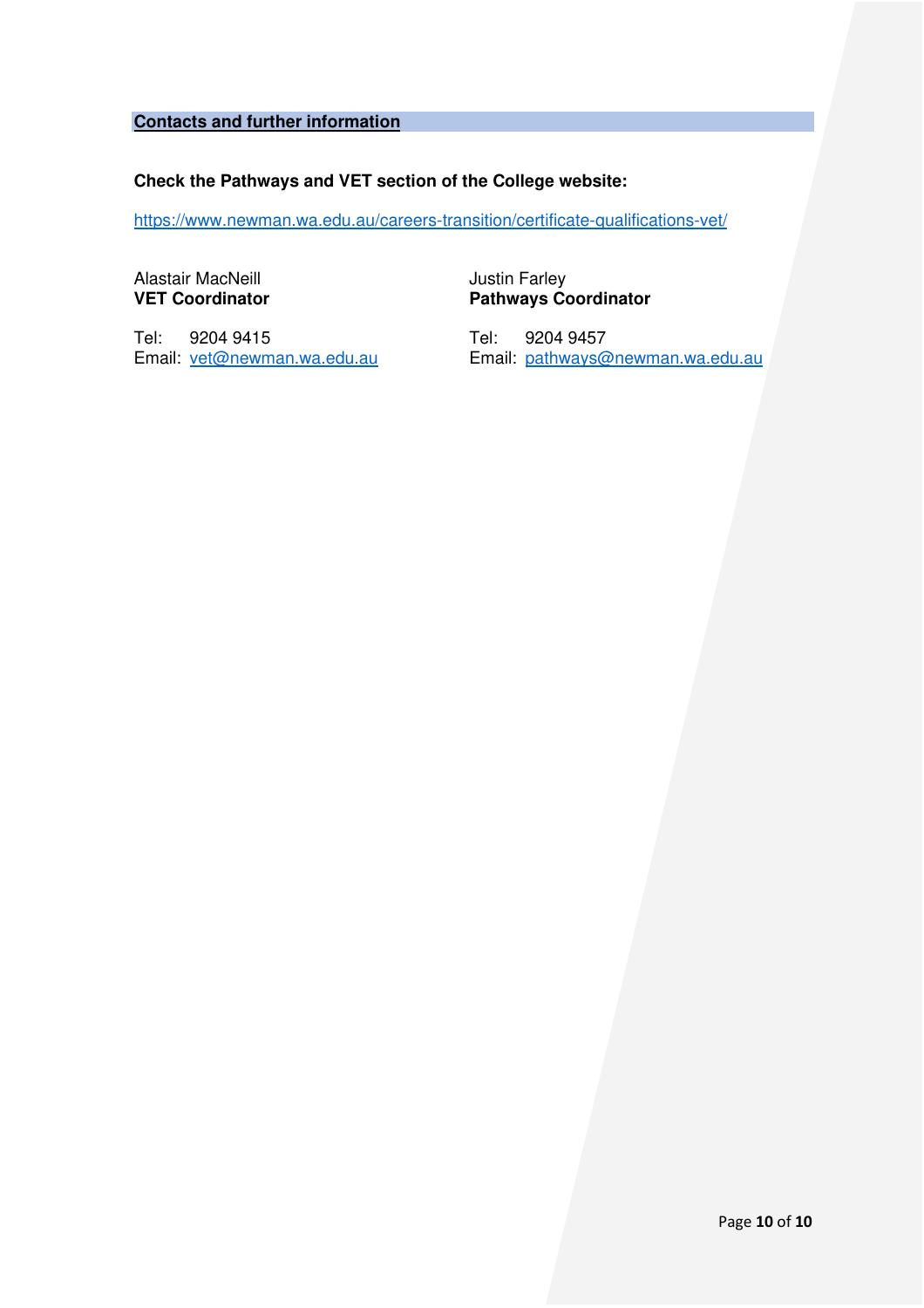## Contacts and further information

**Check the Pathways and VET section of the College website:**

https://www.newman.wa.edu.au/careers-transition/certificate-qualifications-vet/

Alastair MacNeill
**VET Coordinator**

Tel: 9204 9415
Email: vet@newman.wa.edu.au

Justin Farley
**Pathways Coordinator**

Tel: 9204 9457
Email: pathways@newman.wa.edu.au